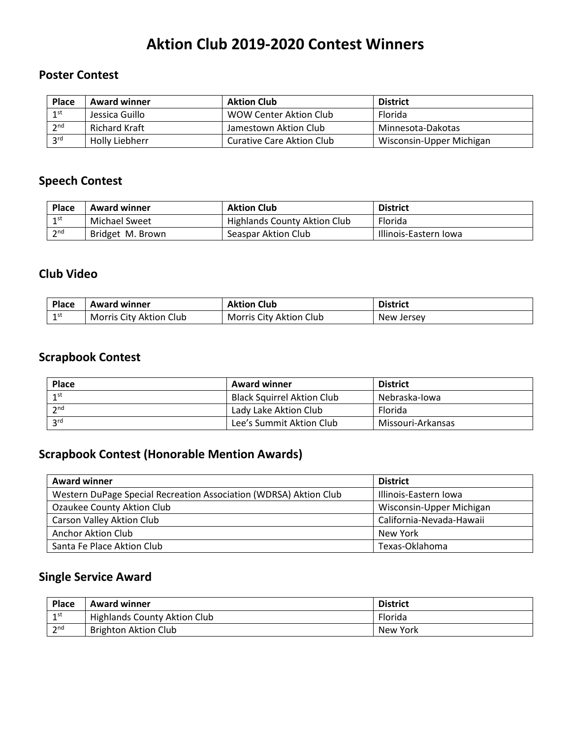# Aktion Club 2019-2020 Contest Winners

## Poster Contest

| Place | Award winner | Aktion Club | District |
|---|---|---|---|
| 1st | Jessica Guillo | WOW Center Aktion Club | Florida |
| 2nd | Richard Kraft | Jamestown Aktion Club | Minnesota-Dakotas |
| 3rd | Holly Liebherr | Curative Care Aktion Club | Wisconsin-Upper Michigan |

## Speech Contest

| Place | Award winner | Aktion Club | District |
|---|---|---|---|
| 1st | Michael Sweet | Highlands County Aktion Club | Florida |
| 2nd | Bridget M. Brown | Seaspar Aktion Club | Illinois-Eastern Iowa |

## Club Video

| Place | Award winner | Aktion Club | District |
|---|---|---|---|
| 1st | Morris City Aktion Club | Morris City Aktion Club | New Jersey |

## Scrapbook Contest

| Place | Award winner | District |
|---|---|---|
| 1st | Black Squirrel Aktion Club | Nebraska-Iowa |
| 2nd | Lady Lake Aktion Club | Florida |
| 3rd | Lee's Summit Aktion Club | Missouri-Arkansas |

## Scrapbook Contest (Honorable Mention Awards)

| Award winner | District |
|---|---|
| Western DuPage Special Recreation Association (WDRSA) Aktion Club | Illinois-Eastern Iowa |
| Ozaukee County Aktion Club | Wisconsin-Upper Michigan |
| Carson Valley Aktion Club | California-Nevada-Hawaii |
| Anchor Aktion Club | New York |
| Santa Fe Place Aktion Club | Texas-Oklahoma |

## Single Service Award

| Place | Award winner | District |
|---|---|---|
| 1st | Highlands County Aktion Club | Florida |
| 2nd | Brighton Aktion Club | New York |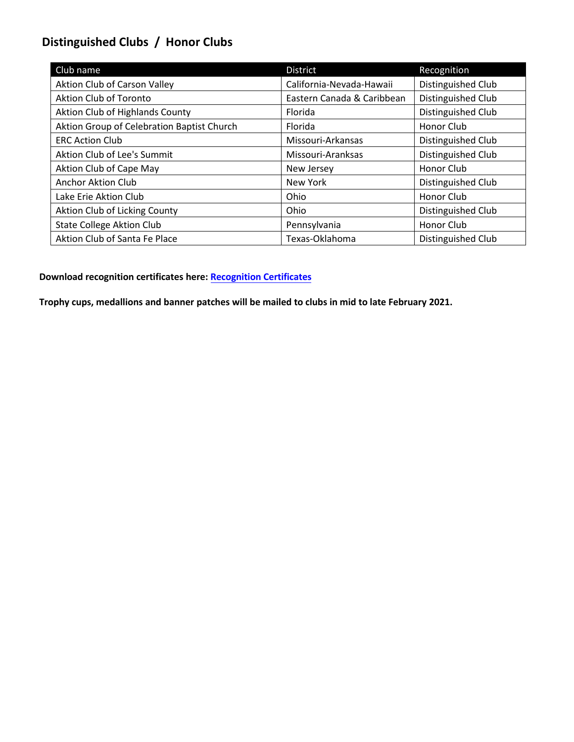## Distinguished Clubs / Honor Clubs

| Club name | District | Recognition |
|---|---|---|
| Aktion Club of Carson Valley | California-Nevada-Hawaii | Distinguished Club |
| Aktion Club of Toronto | Eastern Canada & Caribbean | Distinguished Club |
| Aktion Club of Highlands County | Florida | Distinguished Club |
| Aktion Group of Celebration Baptist Church | Florida | Honor Club |
| ERC Action Club | Missouri-Arkansas | Distinguished Club |
| Aktion Club of Lee's Summit | Missouri-Aranksas | Distinguished Club |
| Aktion Club of Cape May | New Jersey | Honor Club |
| Anchor Aktion Club | New York | Distinguished Club |
| Lake Erie Aktion Club | Ohio | Honor Club |
| Aktion Club of Licking County | Ohio | Distinguished Club |
| State College Aktion Club | Pennsylvania | Honor Club |
| Aktion Club of Santa Fe Place | Texas-Oklahoma | Distinguished Club |

**Download recognition certificates here: Recognition Certificates**

**Trophy cups, medallions and banner patches will be mailed to clubs in mid to late February 2021.**